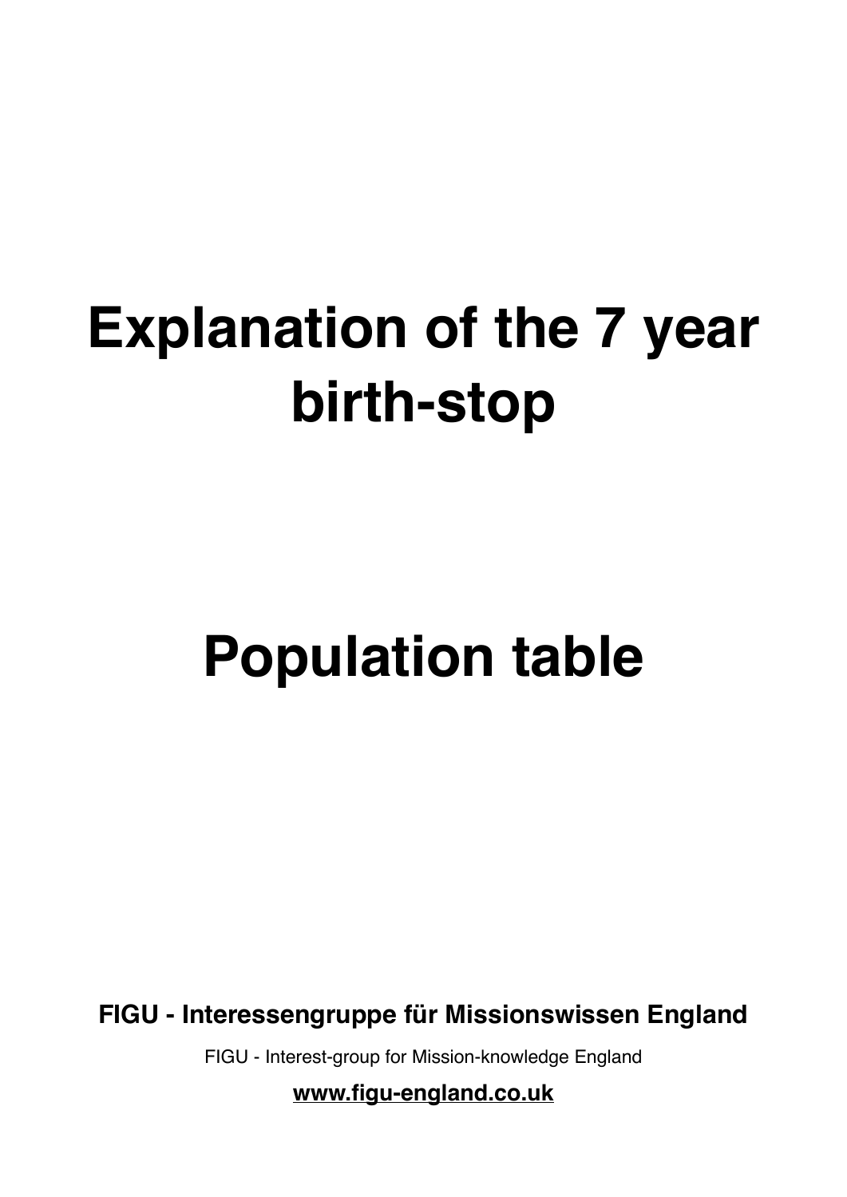# Explanation of the 7 year birth-stop

# Population table

**FIGU - Interessengruppe für Missionswissen England**

FIGU - Interest-group for Mission-knowledge England

**www.figu-england.co.uk**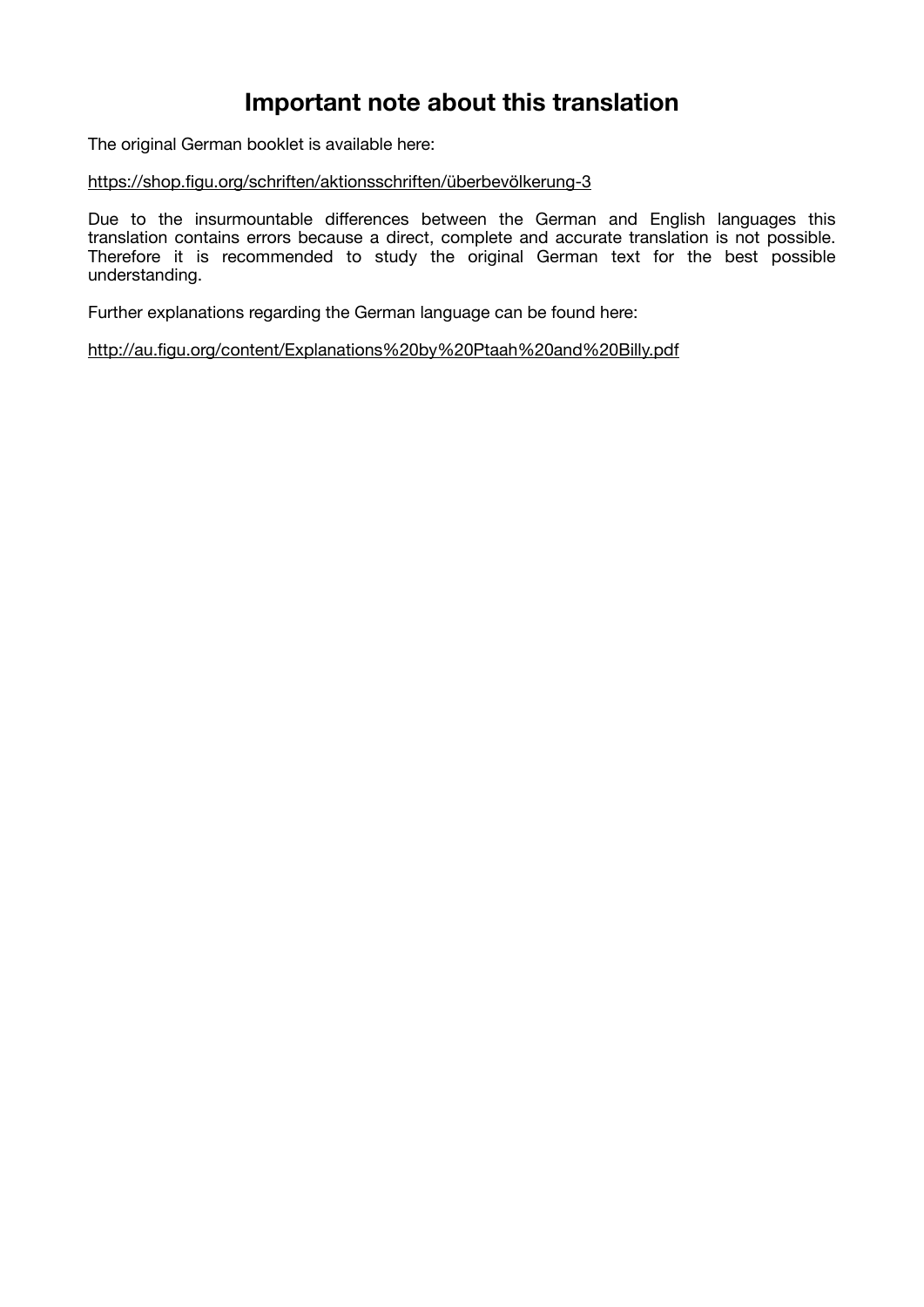# Important note about this translation

The original German booklet is available here:

https://shop.figu.org/schriften/aktionsschriften/überbevölkerung-3

Due to the insurmountable differences between the German and English languages this translation contains errors because a direct, complete and accurate translation is not possible. Therefore it is recommended to study the original German text for the best possible understanding.

Further explanations regarding the German language can be found here:

http://au.figu.org/content/Explanations%20by%20Ptaah%20and%20Billy.pdf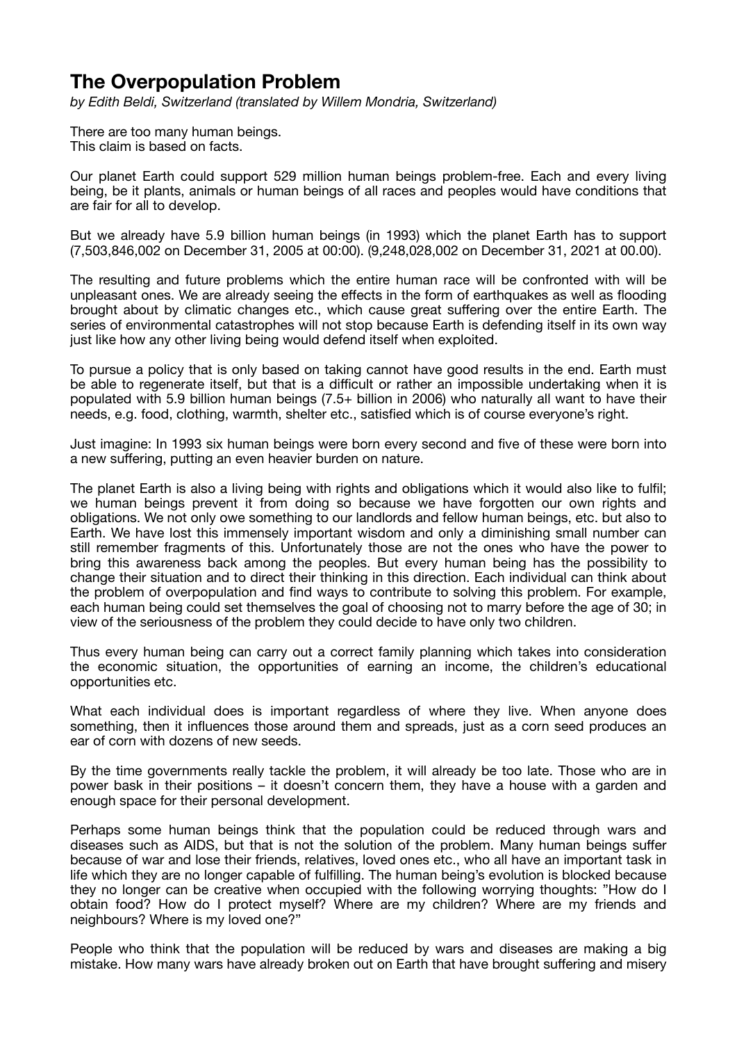# The Overpopulation Problem

*by Edith Beldi, Switzerland (translated by Willem Mondria, Switzerland)*

There are too many human beings.
This claim is based on facts.

Our planet Earth could support 529 million human beings problem-free. Each and every living being, be it plants, animals or human beings of all races and peoples would have conditions that are fair for all to develop.

But we already have 5.9 billion human beings (in 1993) which the planet Earth has to support (7,503,846,002 on December 31, 2005 at 00:00). (9,248,028,002 on December 31, 2021 at 00.00).

The resulting and future problems which the entire human race will be confronted with will be unpleasant ones. We are already seeing the effects in the form of earthquakes as well as flooding brought about by climatic changes etc., which cause great suffering over the entire Earth. The series of environmental catastrophes will not stop because Earth is defending itself in its own way just like how any other living being would defend itself when exploited.

To pursue a policy that is only based on taking cannot have good results in the end. Earth must be able to regenerate itself, but that is a difficult or rather an impossible undertaking when it is populated with 5.9 billion human beings (7.5+ billion in 2006) who naturally all want to have their needs, e.g. food, clothing, warmth, shelter etc., satisfied which is of course everyone's right.

Just imagine: In 1993 six human beings were born every second and five of these were born into a new suffering, putting an even heavier burden on nature.

The planet Earth is also a living being with rights and obligations which it would also like to fulfil; we human beings prevent it from doing so because we have forgotten our own rights and obligations. We not only owe something to our landlords and fellow human beings, etc. but also to Earth. We have lost this immensely important wisdom and only a diminishing small number can still remember fragments of this. Unfortunately those are not the ones who have the power to bring this awareness back among the peoples. But every human being has the possibility to change their situation and to direct their thinking in this direction. Each individual can think about the problem of overpopulation and find ways to contribute to solving this problem. For example, each human being could set themselves the goal of choosing not to marry before the age of 30; in view of the seriousness of the problem they could decide to have only two children.

Thus every human being can carry out a correct family planning which takes into consideration the economic situation, the opportunities of earning an income, the children's educational opportunities etc.

What each individual does is important regardless of where they live. When anyone does something, then it influences those around them and spreads, just as a corn seed produces an ear of corn with dozens of new seeds.

By the time governments really tackle the problem, it will already be too late. Those who are in power bask in their positions – it doesn't concern them, they have a house with a garden and enough space for their personal development.

Perhaps some human beings think that the population could be reduced through wars and diseases such as AIDS, but that is not the solution of the problem. Many human beings suffer because of war and lose their friends, relatives, loved ones etc., who all have an important task in life which they are no longer capable of fulfilling. The human being's evolution is blocked because they no longer can be creative when occupied with the following worrying thoughts: "How do I obtain food? How do I protect myself? Where are my children? Where are my friends and neighbours? Where is my loved one?"

People who think that the population will be reduced by wars and diseases are making a big mistake. How many wars have already broken out on Earth that have brought suffering and misery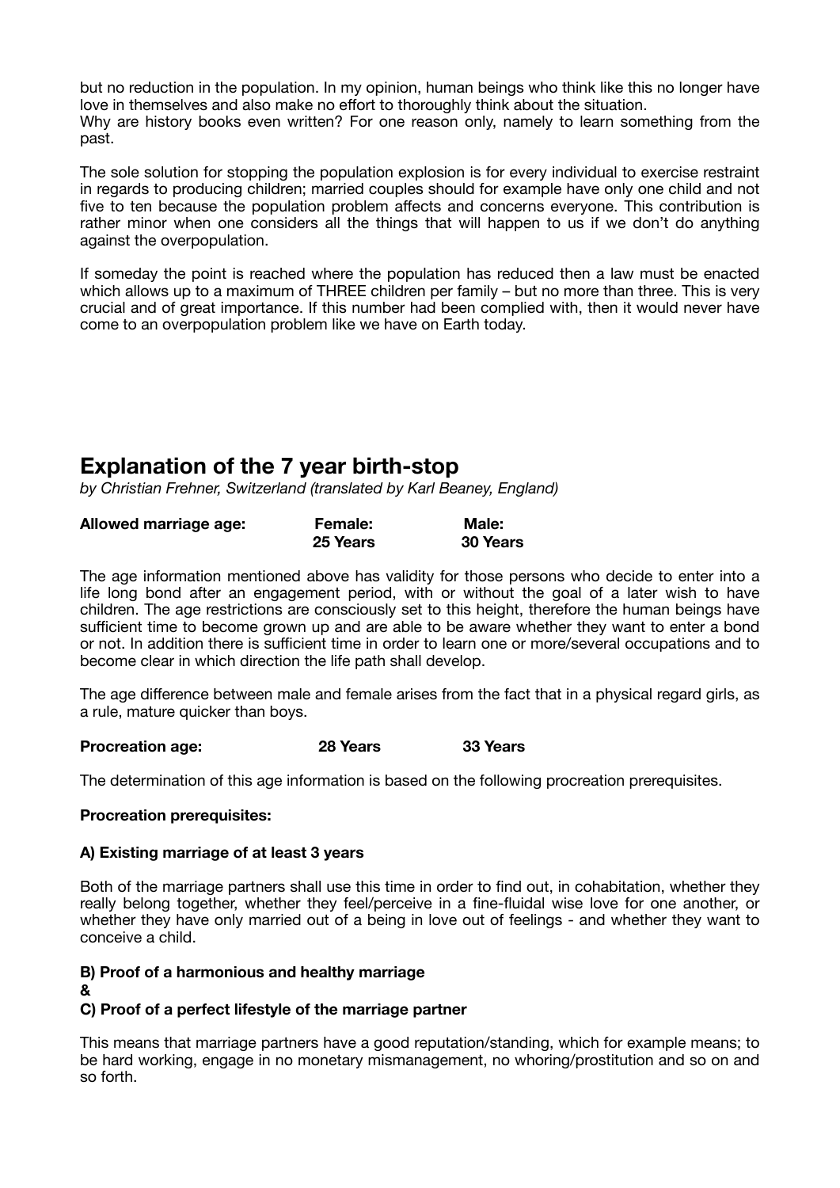but no reduction in the population. In my opinion, human beings who think like this no longer have love in themselves and also make no effort to thoroughly think about the situation.
Why are history books even written? For one reason only, namely to learn something from the past.

The sole solution for stopping the population explosion is for every individual to exercise restraint in regards to producing children; married couples should for example have only one child and not five to ten because the population problem affects and concerns everyone. This contribution is rather minor when one considers all the things that will happen to us if we don't do anything against the overpopulation.

If someday the point is reached where the population has reduced then a law must be enacted which allows up to a maximum of THREE children per family – but no more than three. This is very crucial and of great importance. If this number had been complied with, then it would never have come to an overpopulation problem like we have on Earth today.

## Explanation of the 7 year birth-stop

*by Christian Frehner, Switzerland (translated by Karl Beaney, England)*

| **Allowed marriage age:** | **Female:** | **Male:** |
|---|---|---|
| | **25 Years** | **30 Years** |

The age information mentioned above has validity for those persons who decide to enter into a life long bond after an engagement period, with or without the goal of a later wish to have children. The age restrictions are consciously set to this height, therefore the human beings have sufficient time to become grown up and are able to be aware whether they want to enter a bond or not. In addition there is sufficient time in order to learn one or more/several occupations and to become clear in which direction the life path shall develop.

The age difference between male and female arises from the fact that in a physical regard girls, as a rule, mature quicker than boys.

| **Procreation age:** | **28 Years** | **33 Years** |
|---|---|---|

The determination of this age information is based on the following procreation prerequisites.

**Procreation prerequisites:**

**A) Existing marriage of at least 3 years**

Both of the marriage partners shall use this time in order to find out, in cohabitation, whether they really belong together, whether they feel/perceive in a fine-fluidal wise love for one another, or whether they have only married out of a being in love out of feelings - and whether they want to conceive a child.

**B) Proof of a harmonious and healthy marriage**
**&**
**C) Proof of a perfect lifestyle of the marriage partner**

This means that marriage partners have a good reputation/standing, which for example means; to be hard working, engage in no monetary mismanagement, no whoring/prostitution and so on and so forth.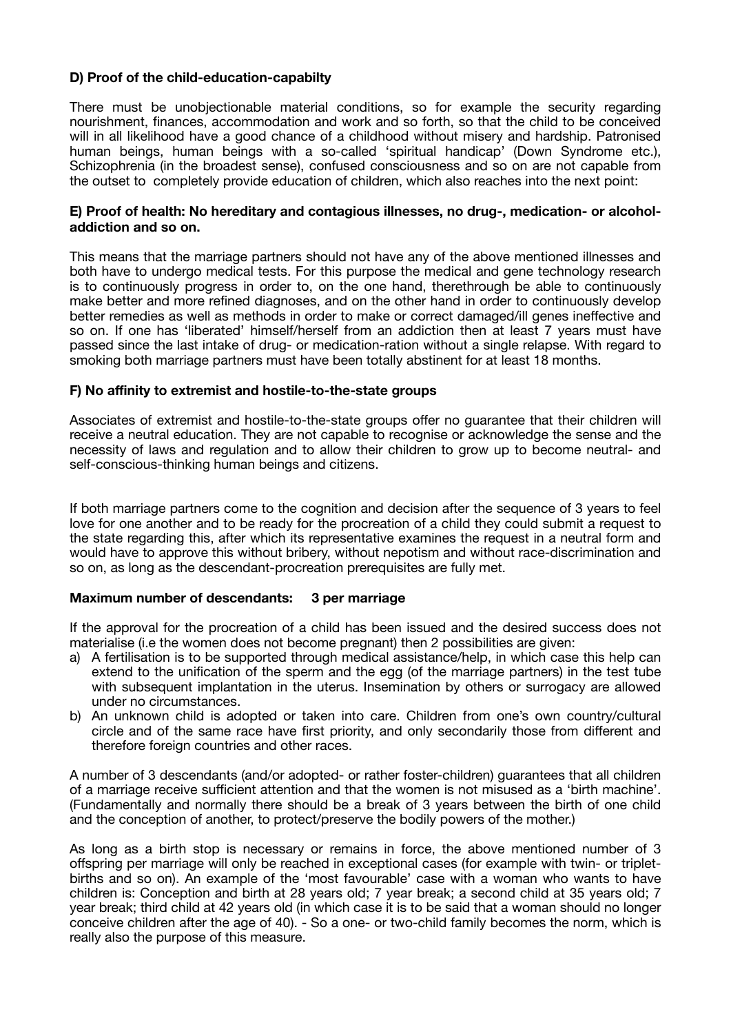**D) Proof of the child-education-capabilty**

There must be unobjectionable material conditions, so for example the security regarding nourishment, finances, accommodation and work and so forth, so that the child to be conceived will in all likelihood have a good chance of a childhood without misery and hardship. Patronised human beings, human beings with a so-called 'spiritual handicap' (Down Syndrome etc.), Schizophrenia (in the broadest sense), confused consciousness and so on are not capable from the outset to completely provide education of children, which also reaches into the next point:

**E) Proof of health: No hereditary and contagious illnesses, no drug-, medication- or alcohol-addiction and so on.**

This means that the marriage partners should not have any of the above mentioned illnesses and both have to undergo medical tests. For this purpose the medical and gene technology research is to continuously progress in order to, on the one hand, therethrough be able to continuously make better and more refined diagnoses, and on the other hand in order to continuously develop better remedies as well as methods in order to make or correct damaged/ill genes ineffective and so on. If one has 'liberated' himself/herself from an addiction then at least 7 years must have passed since the last intake of drug- or medication-ration without a single relapse. With regard to smoking both marriage partners must have been totally abstinent for at least 18 months.

**F) No affinity to extremist and hostile-to-the-state groups**

Associates of extremist and hostile-to-the-state groups offer no guarantee that their children will receive a neutral education. They are not capable to recognise or acknowledge the sense and the necessity of laws and regulation and to allow their children to grow up to become neutral- and self-conscious-thinking human beings and citizens.

If both marriage partners come to the cognition and decision after the sequence of 3 years to feel love for one another and to be ready for the procreation of a child they could submit a request to the state regarding this, after which its representative examines the request in a neutral form and would have to approve this without bribery, without nepotism and without race-discrimination and so on, as long as the descendant-procreation prerequisites are fully met.

**Maximum number of descendants: 3 per marriage**

If the approval for the procreation of a child has been issued and the desired success does not materialise (i.e the women does not become pregnant) then 2 possibilities are given:

a) A fertilisation is to be supported through medical assistance/help, in which case this help can extend to the unification of the sperm and the egg (of the marriage partners) in the test tube with subsequent implantation in the uterus. Insemination by others or surrogacy are allowed under no circumstances.
b) An unknown child is adopted or taken into care. Children from one's own country/cultural circle and of the same race have first priority, and only secondarily those from different and therefore foreign countries and other races.

A number of 3 descendants (and/or adopted- or rather foster-children) guarantees that all children of a marriage receive sufficient attention and that the women is not misused as a 'birth machine'. (Fundamentally and normally there should be a break of 3 years between the birth of one child and the conception of another, to protect/preserve the bodily powers of the mother.)

As long as a birth stop is necessary or remains in force, the above mentioned number of 3 offspring per marriage will only be reached in exceptional cases (for example with twin- or triplet-births and so on). An example of the 'most favourable' case with a woman who wants to have children is: Conception and birth at 28 years old; 7 year break; a second child at 35 years old; 7 year break; third child at 42 years old (in which case it is to be said that a woman should no longer conceive children after the age of 40). - So a one- or two-child family becomes the norm, which is really also the purpose of this measure.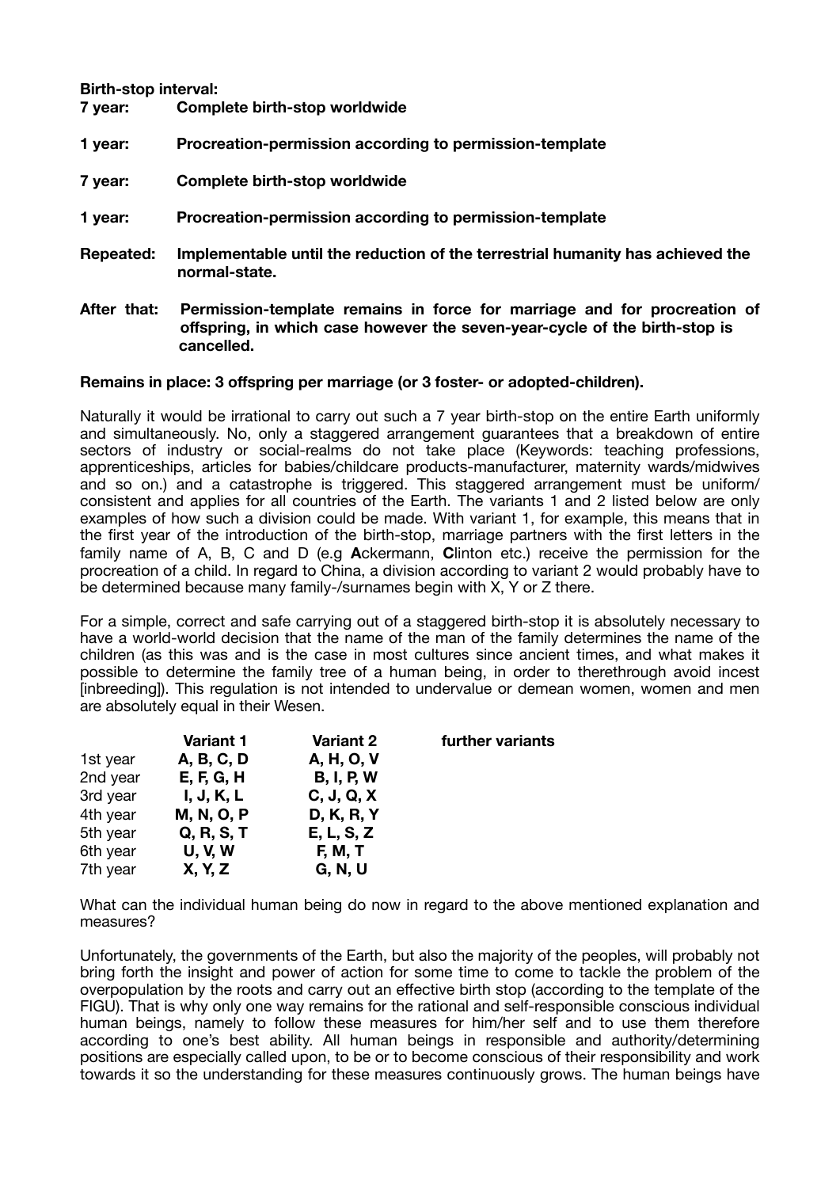**Birth-stop interval:**

| | |
|---|---|
| **7 year:** | **Complete birth-stop worldwide** |
| **1 year:** | **Procreation-permission according to permission-template** |
| **7 year:** | **Complete birth-stop worldwide** |
| **1 year:** | **Procreation-permission according to permission-template** |
| **Repeated:** | **Implementable until the reduction of the terrestrial humanity has achieved the normal-state.** |
| **After that:** | **Permission-template remains in force for marriage and for procreation of offspring, in which case however the seven-year-cycle of the birth-stop is cancelled.** |

**Remains in place: 3 offspring per marriage (or 3 foster- or adopted-children).**

Naturally it would be irrational to carry out such a 7 year birth-stop on the entire Earth uniformly and simultaneously. No, only a staggered arrangement guarantees that a breakdown of entire sectors of industry or social-realms do not take place (Keywords: teaching professions, apprenticeships, articles for babies/childcare products-manufacturer, maternity wards/midwives and so on.) and a catastrophe is triggered. This staggered arrangement must be uniform/consistent and applies for all countries of the Earth. The variants 1 and 2 listed below are only examples of how such a division could be made. With variant 1, for example, this means that in the first year of the introduction of the birth-stop, marriage partners with the first letters in the family name of A, B, C and D (e.g **A**ckermann, **C**linton etc.) receive the permission for the procreation of a child. In regard to China, a division according to variant 2 would probably have to be determined because many family-/surnames begin with X, Y or Z there.

For a simple, correct and safe carrying out of a staggered birth-stop it is absolutely necessary to have a world-world decision that the name of the man of the family determines the name of the children (as this was and is the case in most cultures since ancient times, and what makes it possible to determine the family tree of a human being, in order to therethrough avoid incest [inbreeding]). This regulation is not intended to undervalue or demean women, women and men are absolutely equal in their Wesen.

| | **Variant 1** | **Variant 2** | **further variants** |
|---|---|---|---|
| 1st year | **A, B, C, D** | **A, H, O, V** | |
| 2nd year | **E, F, G, H** | **B, I, P, W** | |
| 3rd year | **I, J, K, L** | **C, J, Q, X** | |
| 4th year | **M, N, O, P** | **D, K, R, Y** | |
| 5th year | **Q, R, S, T** | **E, L, S, Z** | |
| 6th year | **U, V, W** | **F, M, T** | |
| 7th year | **X, Y, Z** | **G, N, U** | |

What can the individual human being do now in regard to the above mentioned explanation and measures?

Unfortunately, the governments of the Earth, but also the majority of the peoples, will probably not bring forth the insight and power of action for some time to come to tackle the problem of the overpopulation by the roots and carry out an effective birth stop (according to the template of the FIGU). That is why only one way remains for the rational and self-responsible conscious individual human beings, namely to follow these measures for him/her self and to use them therefore according to one's best ability. All human beings in responsible and authority/determining positions are especially called upon, to be or to become conscious of their responsibility and work towards it so the understanding for these measures continuously grows. The human beings have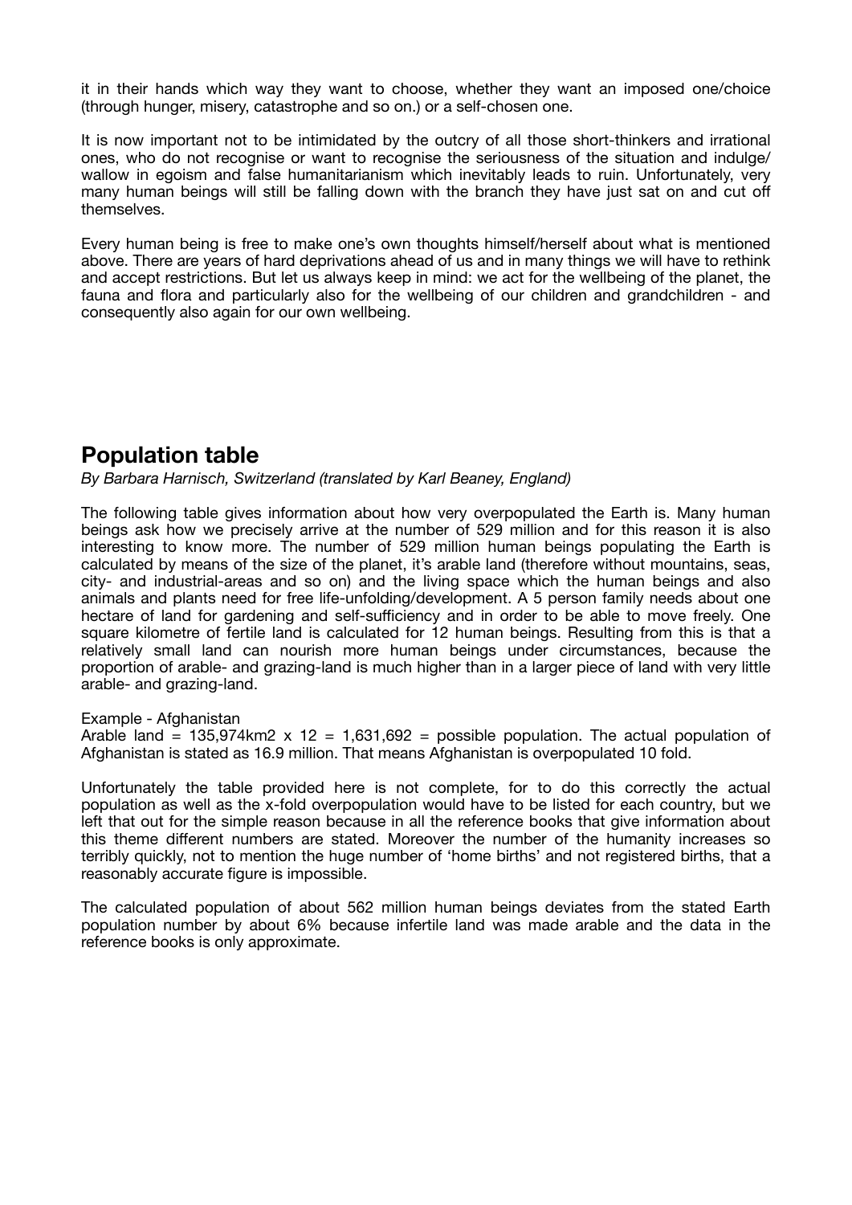it in their hands which way they want to choose, whether they want an imposed one/choice (through hunger, misery, catastrophe and so on.) or a self-chosen one.

It is now important not to be intimidated by the outcry of all those short-thinkers and irrational ones, who do not recognise or want to recognise the seriousness of the situation and indulge/wallow in egoism and false humanitarianism which inevitably leads to ruin. Unfortunately, very many human beings will still be falling down with the branch they have just sat on and cut off themselves.

Every human being is free to make one's own thoughts himself/herself about what is mentioned above. There are years of hard deprivations ahead of us and in many things we will have to rethink and accept restrictions. But let us always keep in mind: we act for the wellbeing of the planet, the fauna and flora and particularly also for the wellbeing of our children and grandchildren - and consequently also again for our own wellbeing.

## Population table

*By Barbara Harnisch, Switzerland (translated by Karl Beaney, England)*

The following table gives information about how very overpopulated the Earth is. Many human beings ask how we precisely arrive at the number of 529 million and for this reason it is also interesting to know more. The number of 529 million human beings populating the Earth is calculated by means of the size of the planet, it's arable land (therefore without mountains, seas, city- and industrial-areas and so on) and the living space which the human beings and also animals and plants need for free life-unfolding/development. A 5 person family needs about one hectare of land for gardening and self-sufficiency and in order to be able to move freely. One square kilometre of fertile land is calculated for 12 human beings. Resulting from this is that a relatively small land can nourish more human beings under circumstances, because the proportion of arable- and grazing-land is much higher than in a larger piece of land with very little arable- and grazing-land.

Example - Afghanistan
Arable land = 135,974km2 x 12 = 1,631,692 = possible population. The actual population of Afghanistan is stated as 16.9 million. That means Afghanistan is overpopulated 10 fold.

Unfortunately the table provided here is not complete, for to do this correctly the actual population as well as the x-fold overpopulation would have to be listed for each country, but we left that out for the simple reason because in all the reference books that give information about this theme different numbers are stated. Moreover the number of the humanity increases so terribly quickly, not to mention the huge number of 'home births' and not registered births, that a reasonably accurate figure is impossible.

The calculated population of about 562 million human beings deviates from the stated Earth population number by about 6% because infertile land was made arable and the data in the reference books is only approximate.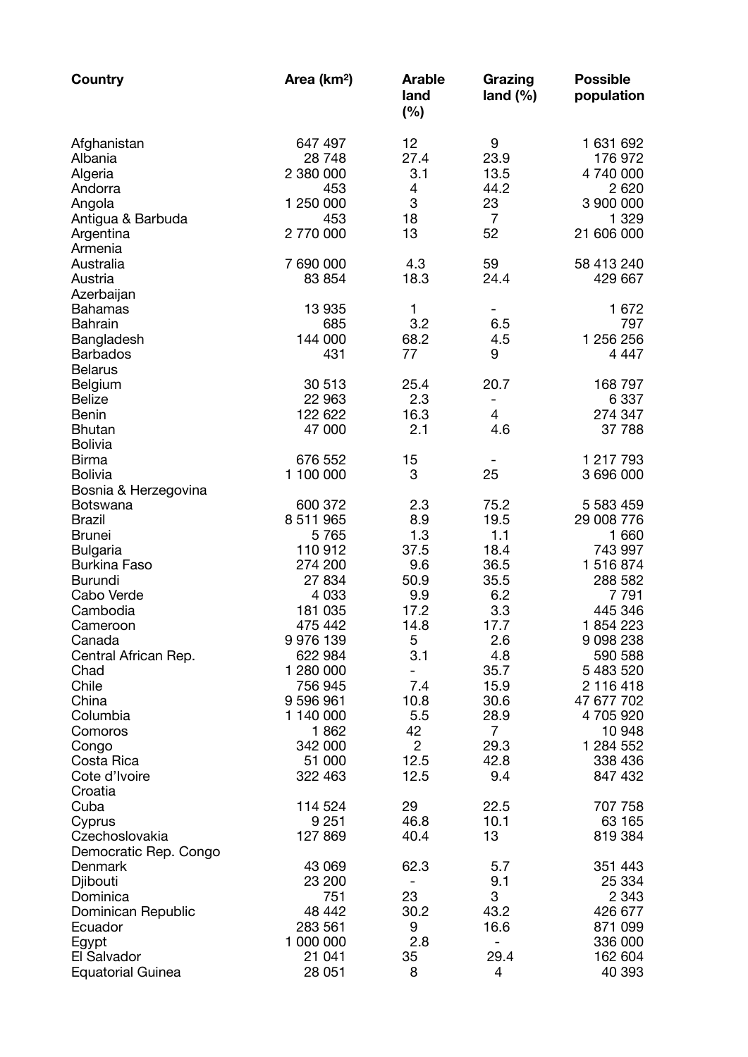| Country | Area (km$^2$) | Arable land (%) | Grazing land (%) | Possible population |
|---|---|---|---|---|
| Afghanistan | 647 497 | 12 | 9 | 1 631 692 |
| Albania | 28 748 | 27.4 | 23.9 | 176 972 |
| Algeria | 2 380 000 | 3.1 | 13.5 | 4 740 000 |
| Andorra | 453 | 4 | 44.2 | 2 620 |
| Angola | 1 250 000 | 3 | 23 | 3 900 000 |
| Antigua & Barbuda | 453 | 18 | 7 | 1 329 |
| Argentina | 2 770 000 | 13 | 52 | 21 606 000 |
| Armenia | | | | |
| Australia | 7 690 000 | 4.3 | 59 | 58 413 240 |
| Austria | 83 854 | 18.3 | 24.4 | 429 667 |
| Azerbaijan | | | | |
| Bahamas | 13 935 | 1 | - | 1 672 |
| Bahrain | 685 | 3.2 | 6.5 | 797 |
| Bangladesh | 144 000 | 68.2 | 4.5 | 1 256 256 |
| Barbados | 431 | 77 | 9 | 4 447 |
| Belarus | | | | |
| Belgium | 30 513 | 25.4 | 20.7 | 168 797 |
| Belize | 22 963 | 2.3 | - | 6 337 |
| Benin | 122 622 | 16.3 | 4 | 274 347 |
| Bhutan | 47 000 | 2.1 | 4.6 | 37 788 |
| Bolivia | | | | |
| Birma | 676 552 | 15 | - | 1 217 793 |
| Bolivia | 1 100 000 | 3 | 25 | 3 696 000 |
| Bosnia & Herzegovina | | | | |
| Botswana | 600 372 | 2.3 | 75.2 | 5 583 459 |
| Brazil | 8 511 965 | 8.9 | 19.5 | 29 008 776 |
| Brunei | 5 765 | 1.3 | 1.1 | 1 660 |
| Bulgaria | 110 912 | 37.5 | 18.4 | 743 997 |
| Burkina Faso | 274 200 | 9.6 | 36.5 | 1 516 874 |
| Burundi | 27 834 | 50.9 | 35.5 | 288 582 |
| Cabo Verde | 4 033 | 9.9 | 6.2 | 7 791 |
| Cambodia | 181 035 | 17.2 | 3.3 | 445 346 |
| Cameroon | 475 442 | 14.8 | 17.7 | 1 854 223 |
| Canada | 9 976 139 | 5 | 2.6 | 9 098 238 |
| Central African Rep. | 622 984 | 3.1 | 4.8 | 590 588 |
| Chad | 1 280 000 | - | 35.7 | 5 483 520 |
| Chile | 756 945 | 7.4 | 15.9 | 2 116 418 |
| China | 9 596 961 | 10.8 | 30.6 | 47 677 702 |
| Columbia | 1 140 000 | 5.5 | 28.9 | 4 705 920 |
| Comoros | 1 862 | 42 | 7 | 10 948 |
| Congo | 342 000 | 2 | 29.3 | 1 284 552 |
| Costa Rica | 51 000 | 12.5 | 42.8 | 338 436 |
| Cote d'Ivoire | 322 463 | 12.5 | 9.4 | 847 432 |
| Croatia | | | | |
| Cuba | 114 524 | 29 | 22.5 | 707 758 |
| Cyprus | 9 251 | 46.8 | 10.1 | 63 165 |
| Czechoslovakia | 127 869 | 40.4 | 13 | 819 384 |
| Democratic Rep. Congo | | | | |
| Denmark | 43 069 | 62.3 | 5.7 | 351 443 |
| Djibouti | 23 200 | - | 9.1 | 25 334 |
| Dominica | 751 | 23 | 3 | 2 343 |
| Dominican Republic | 48 442 | 30.2 | 43.2 | 426 677 |
| Ecuador | 283 561 | 9 | 16.6 | 871 099 |
| Egypt | 1 000 000 | 2.8 | - | 336 000 |
| El Salvador | 21 041 | 35 | 29.4 | 162 604 |
| Equatorial Guinea | 28 051 | 8 | 4 | 40 393 |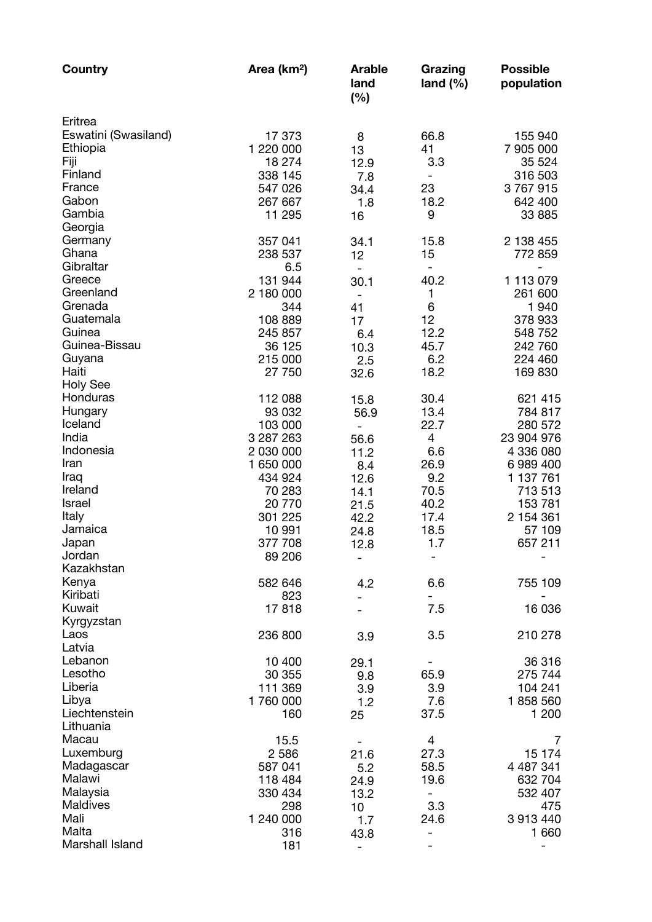| Country | Area (km²) | Arable land (%) | Grazing land (%) | Possible population |
|---|---|---|---|---|
| Eritrea | | | | |
| Eswatini (Swasiland) | 17 373 | 8 | 66.8 | 155 940 |
| Ethiopia | 1 220 000 | 13 | 41 | 7 905 000 |
| Fiji | 18 274 | 12.9 | 3.3 | 35 524 |
| Finland | 338 145 | 7.8 | - | 316 503 |
| France | 547 026 | 34.4 | 23 | 3 767 915 |
| Gabon | 267 667 | 1.8 | 18.2 | 642 400 |
| Gambia | 11 295 | 16 | 9 | 33 885 |
| Georgia | | | | |
| Germany | 357 041 | 34.1 | 15.8 | 2 138 455 |
| Ghana | 238 537 | 12 | 15 | 772 859 |
| Gibraltar | 6.5 | - | - | - |
| Greece | 131 944 | 30.1 | 40.2 | 1 113 079 |
| Greenland | 2 180 000 | - | 1 | 261 600 |
| Grenada | 344 | 41 | 6 | 1 940 |
| Guatemala | 108 889 | 17 | 12 | 378 933 |
| Guinea | 245 857 | 6.4 | 12.2 | 548 752 |
| Guinea-Bissau | 36 125 | 10.3 | 45.7 | 242 760 |
| Guyana | 215 000 | 2.5 | 6.2 | 224 460 |
| Haiti | 27 750 | 32.6 | 18.2 | 169 830 |
| Holy See | | | | |
| Honduras | 112 088 | 15.8 | 30.4 | 621 415 |
| Hungary | 93 032 | 56.9 | 13.4 | 784 817 |
| Iceland | 103 000 | - | 22.7 | 280 572 |
| India | 3 287 263 | 56.6 | 4 | 23 904 976 |
| Indonesia | 2 030 000 | 11.2 | 6.6 | 4 336 080 |
| Iran | 1 650 000 | 8.4 | 26.9 | 6 989 400 |
| Iraq | 434 924 | 12.6 | 9.2 | 1 137 761 |
| Ireland | 70 283 | 14.1 | 70.5 | 713 513 |
| Israel | 20 770 | 21.5 | 40.2 | 153 781 |
| Italy | 301 225 | 42.2 | 17.4 | 2 154 361 |
| Jamaica | 10 991 | 24.8 | 18.5 | 57 109 |
| Japan | 377 708 | 12.8 | 1.7 | 657 211 |
| Jordan | 89 206 | - | - | - |
| Kazakhstan | | | | |
| Kenya | 582 646 | 4.2 | 6.6 | 755 109 |
| Kiribati | 823 | - | - | - |
| Kuwait | 17 818 | - | 7.5 | 16 036 |
| Kyrgyzstan | | | | |
| Laos | 236 800 | 3.9 | 3.5 | 210 278 |
| Latvia | | | | |
| Lebanon | 10 400 | 29.1 | - | 36 316 |
| Lesotho | 30 355 | 9.8 | 65.9 | 275 744 |
| Liberia | 111 369 | 3.9 | 3.9 | 104 241 |
| Libya | 1 760 000 | 1.2 | 7.6 | 1 858 560 |
| Liechtenstein | 160 | 25 | 37.5 | 1 200 |
| Lithuania | | | | |
| Macau | 15.5 | - | 4 | 7 |
| Luxemburg | 2 586 | 21.6 | 27.3 | 15 174 |
| Madagascar | 587 041 | 5.2 | 58.5 | 4 487 341 |
| Malawi | 118 484 | 24.9 | 19.6 | 632 704 |
| Malaysia | 330 434 | 13.2 | - | 532 407 |
| Maldives | 298 | 10 | 3.3 | 475 |
| Mali | 1 240 000 | 1.7 | 24.6 | 3 913 440 |
| Malta | 316 | 43.8 | - | 1 660 |
| Marshall Island | 181 | - | - | - |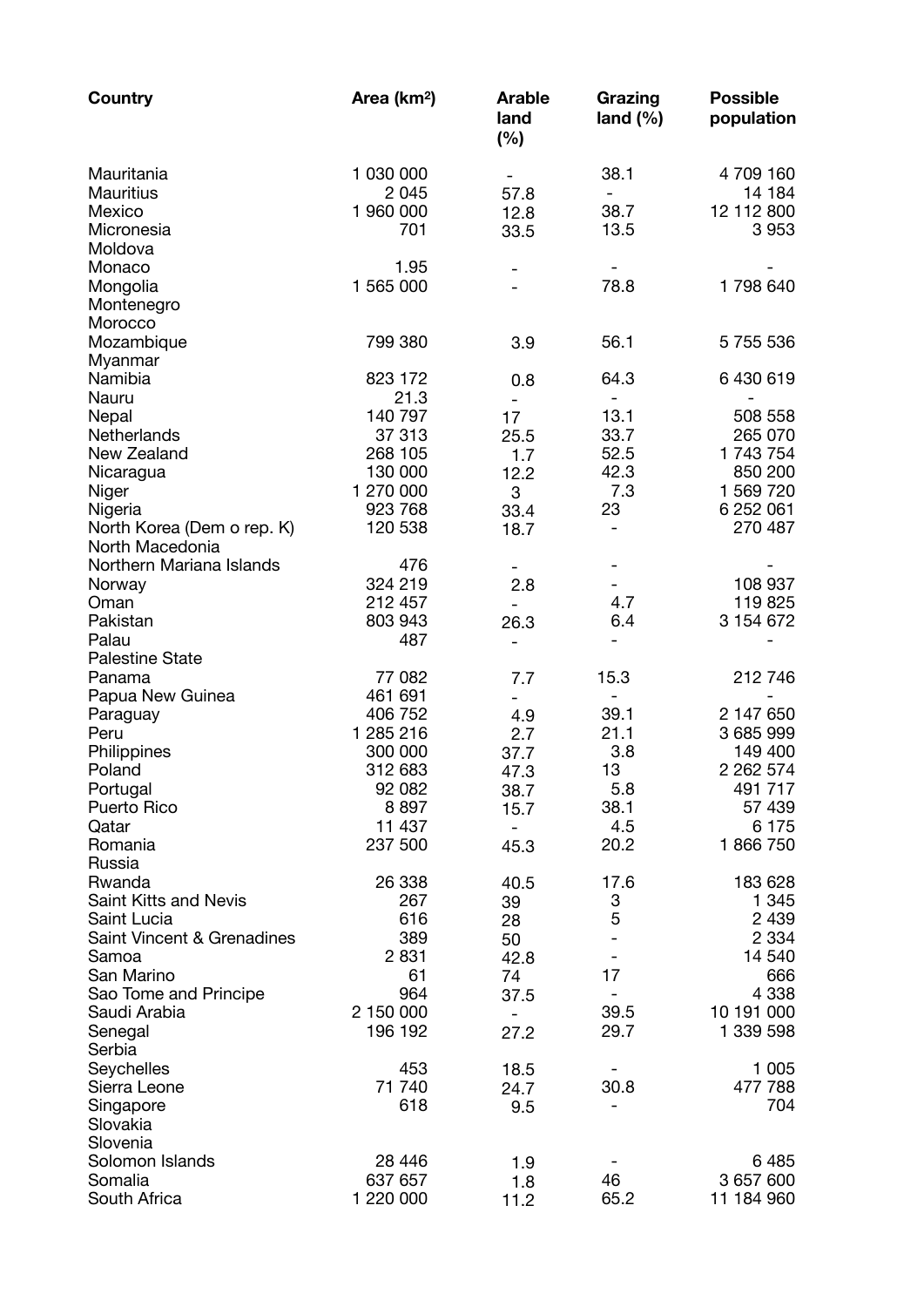| Country | Area (km²) | Arable land (%) | Grazing land (%) | Possible population |
|---|---|---|---|---|
| Mauritania | 1 030 000 | - | 38.1 | 4 709 160 |
| Mauritius | 2 045 | 57.8 | - | 14 184 |
| Mexico | 1 960 000 | 12.8 | 38.7 | 12 112 800 |
| Micronesia | 701 | 33.5 | 13.5 | 3 953 |
| Moldova | | | | |
| Monaco | 1.95 | - | - | - |
| Mongolia | 1 565 000 | - | 78.8 | 1 798 640 |
| Montenegro | | | | |
| Morocco | | | | |
| Mozambique | 799 380 | 3.9 | 56.1 | 5 755 536 |
| Myanmar | | | | |
| Namibia | 823 172 | 0.8 | 64.3 | 6 430 619 |
| Nauru | 21.3 | - | - | - |
| Nepal | 140 797 | 17 | 13.1 | 508 558 |
| Netherlands | 37 313 | 25.5 | 33.7 | 265 070 |
| New Zealand | 268 105 | 1.7 | 52.5 | 1 743 754 |
| Nicaragua | 130 000 | 12.2 | 42.3 | 850 200 |
| Niger | 1 270 000 | 3 | 7.3 | 1 569 720 |
| Nigeria | 923 768 | 33.4 | 23 | 6 252 061 |
| North Korea (Dem o rep. K) | 120 538 | 18.7 | - | 270 487 |
| North Macedonia | | | | |
| Northern Mariana Islands | 476 | - | - | - |
| Norway | 324 219 | 2.8 | - | 108 937 |
| Oman | 212 457 | - | 4.7 | 119 825 |
| Pakistan | 803 943 | 26.3 | 6.4 | 3 154 672 |
| Palau | 487 | - | - | - |
| Palestine State | | | | |
| Panama | 77 082 | 7.7 | 15.3 | 212 746 |
| Papua New Guinea | 461 691 | - | - | - |
| Paraguay | 406 752 | 4.9 | 39.1 | 2 147 650 |
| Peru | 1 285 216 | 2.7 | 21.1 | 3 685 999 |
| Philippines | 300 000 | 37.7 | 3.8 | 149 400 |
| Poland | 312 683 | 47.3 | 13 | 2 262 574 |
| Portugal | 92 082 | 38.7 | 5.8 | 491 717 |
| Puerto Rico | 8 897 | 15.7 | 38.1 | 57 439 |
| Qatar | 11 437 | - | 4.5 | 6 175 |
| Romania | 237 500 | 45.3 | 20.2 | 1 866 750 |
| Russia | | | | |
| Rwanda | 26 338 | 40.5 | 17.6 | 183 628 |
| Saint Kitts and Nevis | 267 | 39 | 3 | 1 345 |
| Saint Lucia | 616 | 28 | 5 | 2 439 |
| Saint Vincent & Grenadines | 389 | 50 | - | 2 334 |
| Samoa | 2 831 | 42.8 | - | 14 540 |
| San Marino | 61 | 74 | 17 | 666 |
| Sao Tome and Principe | 964 | 37.5 | - | 4 338 |
| Saudi Arabia | 2 150 000 | - | 39.5 | 10 191 000 |
| Senegal | 196 192 | 27.2 | 29.7 | 1 339 598 |
| Serbia | | | | |
| Seychelles | 453 | 18.5 | - | 1 005 |
| Sierra Leone | 71 740 | 24.7 | 30.8 | 477 788 |
| Singapore | 618 | 9.5 | - | 704 |
| Slovakia | | | | |
| Slovenia | | | | |
| Solomon Islands | 28 446 | 1.9 | - | 6 485 |
| Somalia | 637 657 | 1.8 | 46 | 3 657 600 |
| South Africa | 1 220 000 | 11.2 | 65.2 | 11 184 960 |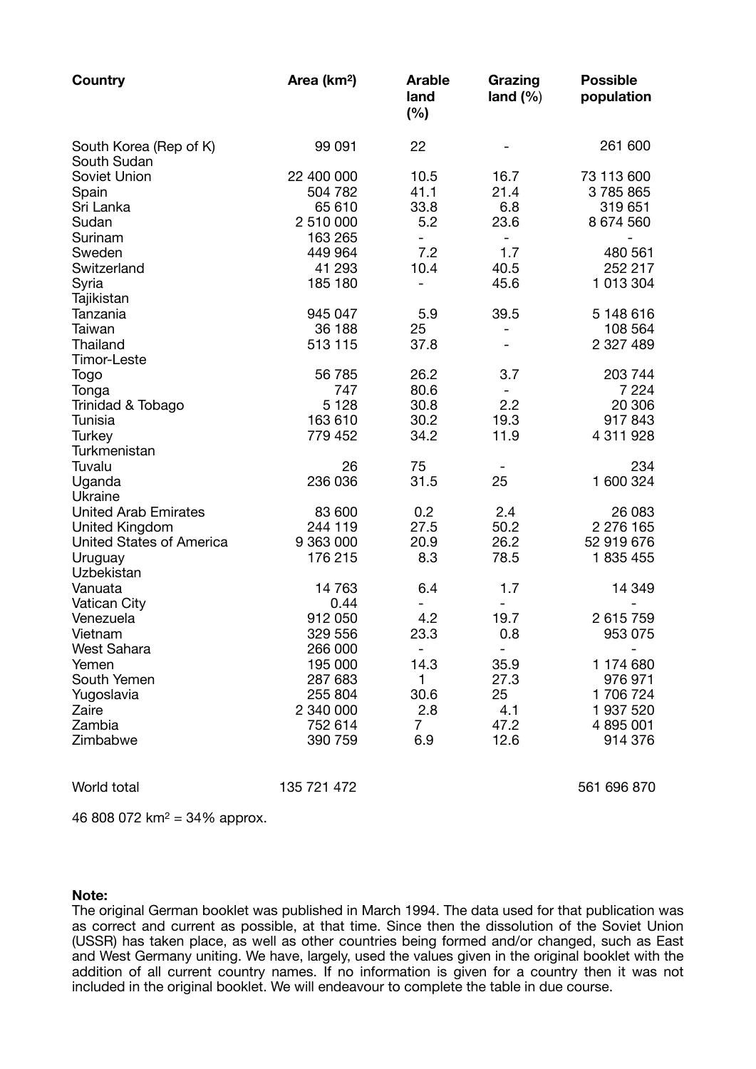| Country | Area (km²) | Arable land (%) | Grazing land (%) | Possible population |
|---|---|---|---|---|
| South Korea (Rep of K) | 99 091 | 22 | - | 261 600 |
| South Sudan | | | | |
| Soviet Union | 22 400 000 | 10.5 | 16.7 | 73 113 600 |
| Spain | 504 782 | 41.1 | 21.4 | 3 785 865 |
| Sri Lanka | 65 610 | 33.8 | 6.8 | 319 651 |
| Sudan | 2 510 000 | 5.2 | 23.6 | 8 674 560 |
| Surinam | 163 265 | - | - | - |
| Sweden | 449 964 | 7.2 | 1.7 | 480 561 |
| Switzerland | 41 293 | 10.4 | 40.5 | 252 217 |
| Syria | 185 180 | - | 45.6 | 1 013 304 |
| Tajikistan | | | | |
| Tanzania | 945 047 | 5.9 | 39.5 | 5 148 616 |
| Taiwan | 36 188 | 25 | - | 108 564 |
| Thailand | 513 115 | 37.8 | - | 2 327 489 |
| Timor-Leste | | | | |
| Togo | 56 785 | 26.2 | 3.7 | 203 744 |
| Tonga | 747 | 80.6 | - | 7 224 |
| Trinidad & Tobago | 5 128 | 30.8 | 2.2 | 20 306 |
| Tunisia | 163 610 | 30.2 | 19.3 | 917 843 |
| Turkey | 779 452 | 34.2 | 11.9 | 4 311 928 |
| Turkmenistan | | | | |
| Tuvalu | 26 | 75 | - | 234 |
| Uganda | 236 036 | 31.5 | 25 | 1 600 324 |
| Ukraine | | | | |
| United Arab Emirates | 83 600 | 0.2 | 2.4 | 26 083 |
| United Kingdom | 244 119 | 27.5 | 50.2 | 2 276 165 |
| United States of America | 9 363 000 | 20.9 | 26.2 | 52 919 676 |
| Uruguay | 176 215 | 8.3 | 78.5 | 1 835 455 |
| Uzbekistan | | | | |
| Vanuata | 14 763 | 6.4 | 1.7 | 14 349 |
| Vatican City | 0.44 | - | - | - |
| Venezuela | 912 050 | 4.2 | 19.7 | 2 615 759 |
| Vietnam | 329 556 | 23.3 | 0.8 | 953 075 |
| West Sahara | 266 000 | - | - | - |
| Yemen | 195 000 | 14.3 | 35.9 | 1 174 680 |
| South Yemen | 287 683 | 1 | 27.3 | 976 971 |
| Yugoslavia | 255 804 | 30.6 | 25 | 1 706 724 |
| Zaire | 2 340 000 | 2.8 | 4.1 | 1 937 520 |
| Zambia | 752 614 | 7 | 47.2 | 4 895 001 |
| Zimbabwe | 390 759 | 6.9 | 12.6 | 914 376 |
| | | | | |
| World total | 135 721 472 | | | 561 696 870 |

46 808 072 km² = 34% approx.

**Note:**
The original German booklet was published in March 1994. The data used for that publication was as correct and current as possible, at that time. Since then the dissolution of the Soviet Union (USSR) has taken place, as well as other countries being formed and/or changed, such as East and West Germany uniting. We have, largely, used the values given in the original booklet with the addition of all current country names. If no information is given for a country then it was not included in the original booklet. We will endeavour to complete the table in due course.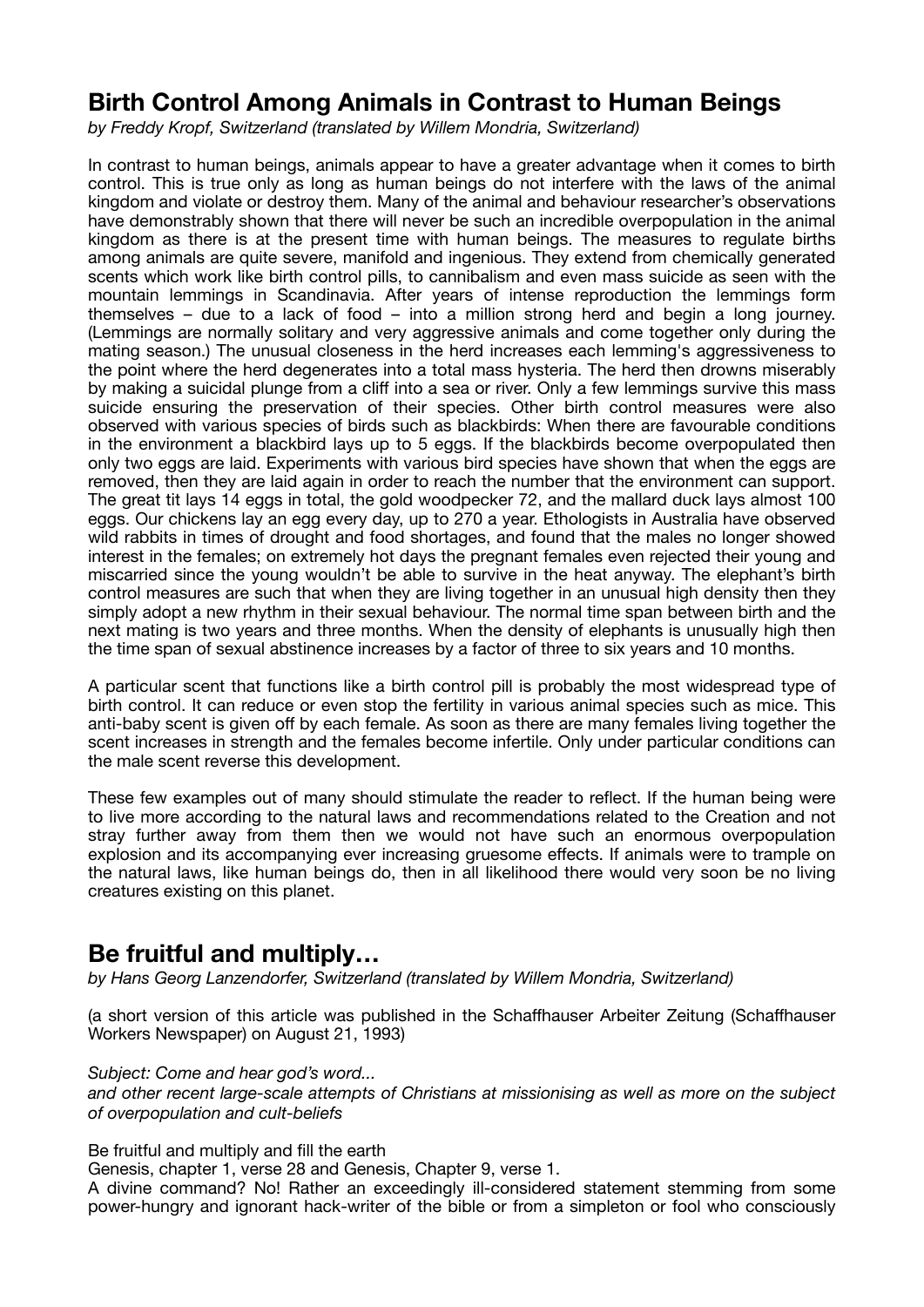## Birth Control Among Animals in Contrast to Human Beings

*by Freddy Kropf, Switzerland (translated by Willem Mondria, Switzerland)*

In contrast to human beings, animals appear to have a greater advantage when it comes to birth control. This is true only as long as human beings do not interfere with the laws of the animal kingdom and violate or destroy them. Many of the animal and behaviour researcher's observations have demonstrably shown that there will never be such an incredible overpopulation in the animal kingdom as there is at the present time with human beings. The measures to regulate births among animals are quite severe, manifold and ingenious. They extend from chemically generated scents which work like birth control pills, to cannibalism and even mass suicide as seen with the mountain lemmings in Scandinavia. After years of intense reproduction the lemmings form themselves – due to a lack of food – into a million strong herd and begin a long journey. (Lemmings are normally solitary and very aggressive animals and come together only during the mating season.) The unusual closeness in the herd increases each lemming's aggressiveness to the point where the herd degenerates into a total mass hysteria. The herd then drowns miserably by making a suicidal plunge from a cliff into a sea or river. Only a few lemmings survive this mass suicide ensuring the preservation of their species. Other birth control measures were also observed with various species of birds such as blackbirds: When there are favourable conditions in the environment a blackbird lays up to 5 eggs. If the blackbirds become overpopulated then only two eggs are laid. Experiments with various bird species have shown that when the eggs are removed, then they are laid again in order to reach the number that the environment can support. The great tit lays 14 eggs in total, the gold woodpecker 72, and the mallard duck lays almost 100 eggs. Our chickens lay an egg every day, up to 270 a year. Ethologists in Australia have observed wild rabbits in times of drought and food shortages, and found that the males no longer showed interest in the females; on extremely hot days the pregnant females even rejected their young and miscarried since the young wouldn't be able to survive in the heat anyway. The elephant's birth control measures are such that when they are living together in an unusual high density then they simply adopt a new rhythm in their sexual behaviour. The normal time span between birth and the next mating is two years and three months. When the density of elephants is unusually high then the time span of sexual abstinence increases by a factor of three to six years and 10 months.

A particular scent that functions like a birth control pill is probably the most widespread type of birth control. It can reduce or even stop the fertility in various animal species such as mice. This anti-baby scent is given off by each female. As soon as there are many females living together the scent increases in strength and the females become infertile. Only under particular conditions can the male scent reverse this development.

These few examples out of many should stimulate the reader to reflect. If the human being were to live more according to the natural laws and recommendations related to the Creation and not stray further away from them then we would not have such an enormous overpopulation explosion and its accompanying ever increasing gruesome effects. If animals were to trample on the natural laws, like human beings do, then in all likelihood there would very soon be no living creatures existing on this planet.

## Be fruitful and multiply…

*by Hans Georg Lanzendorfer, Switzerland (translated by Willem Mondria, Switzerland)*

(a short version of this article was published in the Schaffhauser Arbeiter Zeitung (Schaffhauser Workers Newspaper) on August 21, 1993)

*Subject: Come and hear god's word...*
*and other recent large-scale attempts of Christians at missionising as well as more on the subject of overpopulation and cult-beliefs*

Be fruitful and multiply and fill the earth
Genesis, chapter 1, verse 28 and Genesis, Chapter 9, verse 1.
A divine command? No! Rather an exceedingly ill-considered statement stemming from some power-hungry and ignorant hack-writer of the bible or from a simpleton or fool who consciously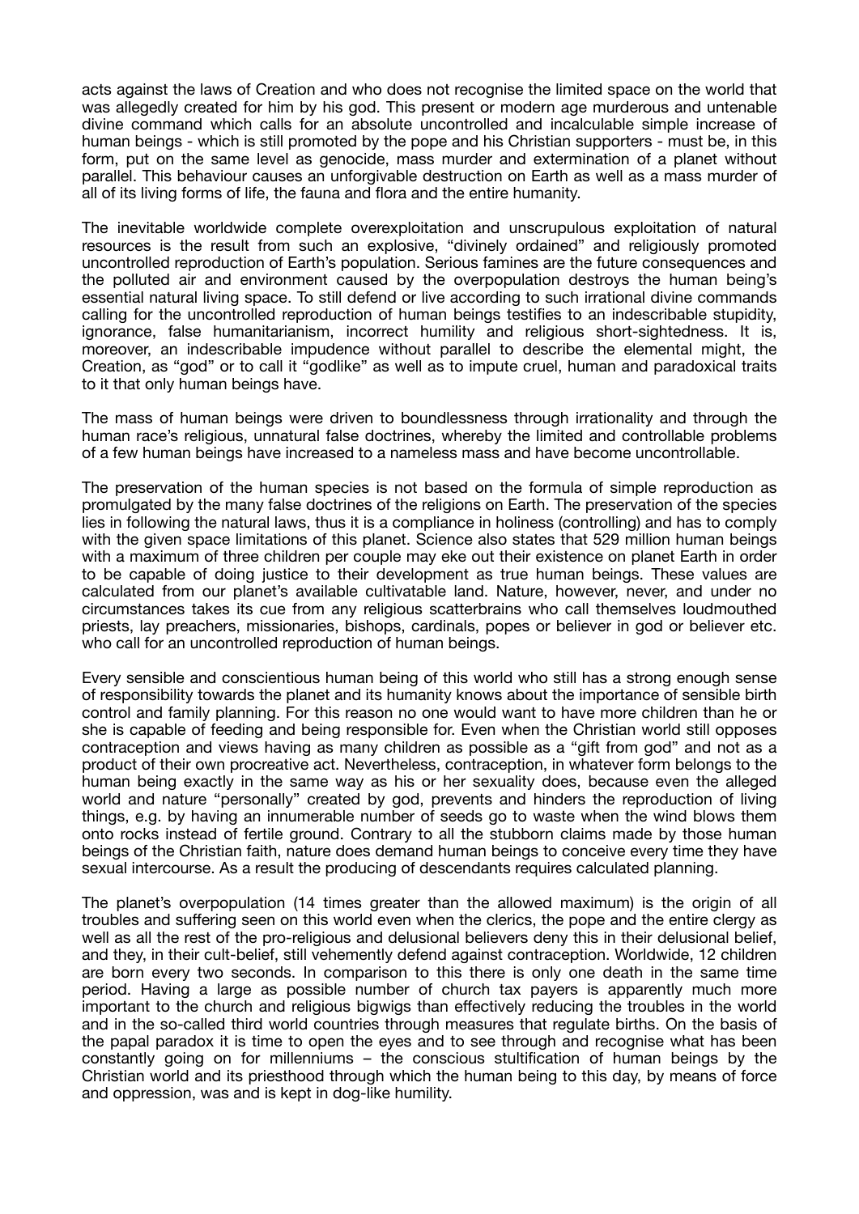acts against the laws of Creation and who does not recognise the limited space on the world that was allegedly created for him by his god. This present or modern age murderous and untenable divine command which calls for an absolute uncontrolled and incalculable simple increase of human beings - which is still promoted by the pope and his Christian supporters - must be, in this form, put on the same level as genocide, mass murder and extermination of a planet without parallel. This behaviour causes an unforgivable destruction on Earth as well as a mass murder of all of its living forms of life, the fauna and flora and the entire humanity.

The inevitable worldwide complete overexploitation and unscrupulous exploitation of natural resources is the result from such an explosive, "divinely ordained" and religiously promoted uncontrolled reproduction of Earth's population. Serious famines are the future consequences and the polluted air and environment caused by the overpopulation destroys the human being's essential natural living space. To still defend or live according to such irrational divine commands calling for the uncontrolled reproduction of human beings testifies to an indescribable stupidity, ignorance, false humanitarianism, incorrect humility and religious short-sightedness. It is, moreover, an indescribable impudence without parallel to describe the elemental might, the Creation, as "god" or to call it "godlike" as well as to impute cruel, human and paradoxical traits to it that only human beings have.

The mass of human beings were driven to boundlessness through irrationality and through the human race's religious, unnatural false doctrines, whereby the limited and controllable problems of a few human beings have increased to a nameless mass and have become uncontrollable.

The preservation of the human species is not based on the formula of simple reproduction as promulgated by the many false doctrines of the religions on Earth. The preservation of the species lies in following the natural laws, thus it is a compliance in holiness (controlling) and has to comply with the given space limitations of this planet. Science also states that 529 million human beings with a maximum of three children per couple may eke out their existence on planet Earth in order to be capable of doing justice to their development as true human beings. These values are calculated from our planet's available cultivatable land. Nature, however, never, and under no circumstances takes its cue from any religious scatterbrains who call themselves loudmouthed priests, lay preachers, missionaries, bishops, cardinals, popes or believer in god or believer etc. who call for an uncontrolled reproduction of human beings.

Every sensible and conscientious human being of this world who still has a strong enough sense of responsibility towards the planet and its humanity knows about the importance of sensible birth control and family planning. For this reason no one would want to have more children than he or she is capable of feeding and being responsible for. Even when the Christian world still opposes contraception and views having as many children as possible as a "gift from god" and not as a product of their own procreative act. Nevertheless, contraception, in whatever form belongs to the human being exactly in the same way as his or her sexuality does, because even the alleged world and nature "personally" created by god, prevents and hinders the reproduction of living things, e.g. by having an innumerable number of seeds go to waste when the wind blows them onto rocks instead of fertile ground. Contrary to all the stubborn claims made by those human beings of the Christian faith, nature does demand human beings to conceive every time they have sexual intercourse. As a result the producing of descendants requires calculated planning.

The planet's overpopulation (14 times greater than the allowed maximum) is the origin of all troubles and suffering seen on this world even when the clerics, the pope and the entire clergy as well as all the rest of the pro-religious and delusional believers deny this in their delusional belief, and they, in their cult-belief, still vehemently defend against contraception. Worldwide, 12 children are born every two seconds. In comparison to this there is only one death in the same time period. Having a large as possible number of church tax payers is apparently much more important to the church and religious bigwigs than effectively reducing the troubles in the world and in the so-called third world countries through measures that regulate births. On the basis of the papal paradox it is time to open the eyes and to see through and recognise what has been constantly going on for millenniums – the conscious stultification of human beings by the Christian world and its priesthood through which the human being to this day, by means of force and oppression, was and is kept in dog-like humility.